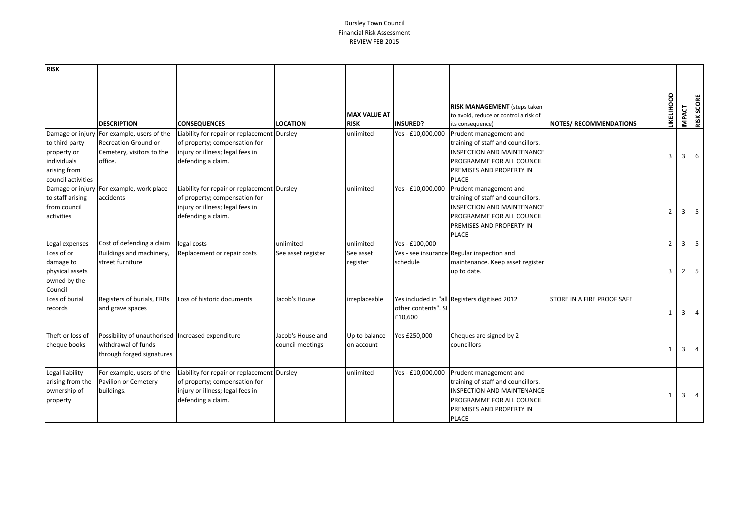Dursley Town Council
Financial Risk Assessment
REVIEW FEB 2015

| RISK | DESCRIPTION | CONSEQUENCES | LOCATION | MAX VALUE AT RISK | INSURED? | RISK MANAGEMENT (steps taken to avoid, reduce or control a risk of its consequence) | NOTES/ RECOMMENDATIONS | LIKELIHOOD | IMPACT | RISK SCORE |
|---|---|---|---|---|---|---|---|---|---|---|
| Damage or injury to third party property or individuals arising from council activities | For example, users of the Recreation Ground or Cemetery, visitors to the office. | Liability for repair or replacement of property; compensation for injury or illness; legal fees in defending a claim. | Dursley | unlimited | Yes - £10,000,000 | Prudent management and training of staff and councillors. INSPECTION AND MAINTENANCE PROGRAMME FOR ALL COUNCIL PREMISES AND PROPERTY IN PLACE | | 3 | 3 | 6 |
| Damage or injury to staff arising from council activities | For example, work place accidents | Liability for repair or replacement of property; compensation for injury or illness; legal fees in defending a claim. | Dursley | unlimited | Yes - £10,000,000 | Prudent management and training of staff and councillors. INSPECTION AND MAINTENANCE PROGRAMME FOR ALL COUNCIL PREMISES AND PROPERTY IN PLACE | | 2 | 3 | 5 |
| Legal expenses | Cost of defending a claim | legal costs | unlimited | unlimited | Yes - £100,000 | | | 2 | 3 | 5 |
| Loss of or damage to physical assets owned by the Council | Buildings and machinery, street furniture | Replacement or repair costs | See asset register | See asset register | Yes - see insurance schedule | Regular inspection and maintenance. Keep asset register up to date. | | 3 | 2 | 5 |
| Loss of burial records | Registers of burials, ERBs and grave spaces | Loss of historic documents | Jacob's House | irreplaceable | Yes included in "all other contents". SI £10,600 | Registers digitised 2012 | STORE IN A FIRE PROOF SAFE | 1 | 3 | 4 |
| Theft or loss of cheque books | Possibility of unauthorised withdrawal of funds through forged signatures | Increased expenditure | Jacob's House and council meetings | Up to balance on account | Yes £250,000 | Cheques are signed by 2 councillors | | 1 | 3 | 4 |
| Legal liability arising from the ownership of property | For example, users of the Pavilion or Cemetery buildings. | Liability for repair or replacement of property; compensation for injury or illness; legal fees in defending a claim. | Dursley | unlimited | Yes - £10,000,000 | Prudent management and training of staff and councillors. INSPECTION AND MAINTENANCE PROGRAMME FOR ALL COUNCIL PREMISES AND PROPERTY IN PLACE | | 1 | 3 | 4 |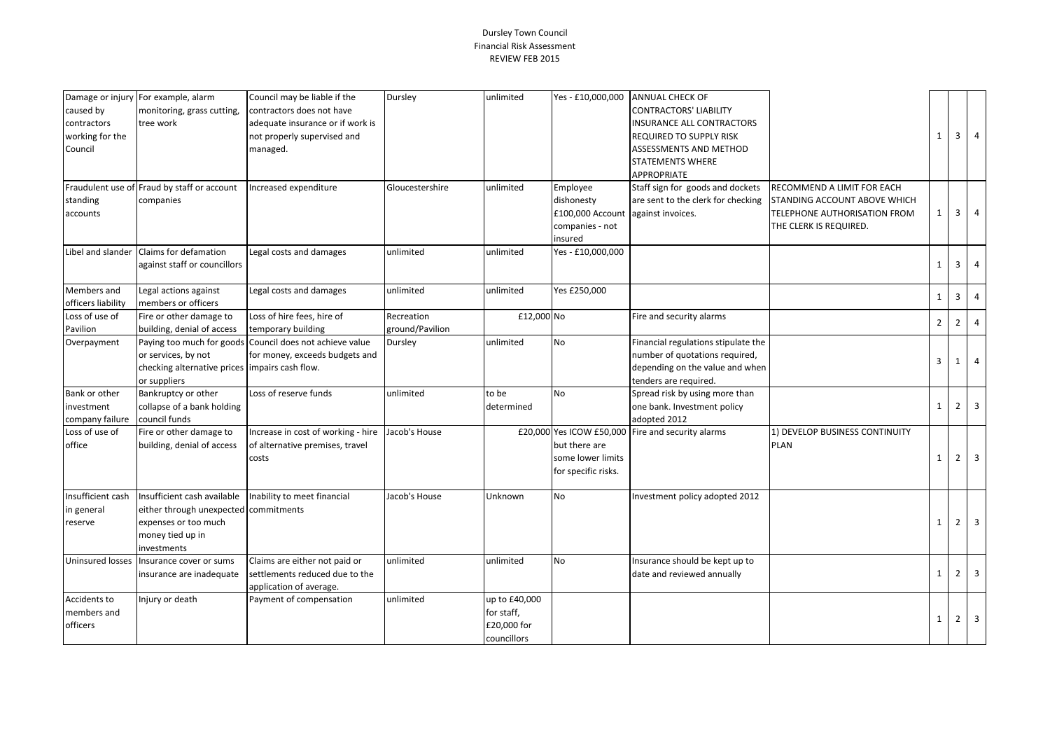Dursley Town Council
Financial Risk Assessment
REVIEW FEB 2015

| | | | | | | | | | | |
|---|---|---|---|---|---|---|---|---|---|---|
| Damage or injury caused by contractors working for the Council | For example, alarm monitoring, grass cutting, tree work | Council may be liable if the contractors does not have adequate insurance or if work is not properly supervised and managed. | Dursley | unlimited | Yes - £10,000,000 | ANNUAL CHECK OF CONTRACTORS' LIABILITY INSURANCE ALL CONTRACTORS REQUIRED TO SUPPLY RISK ASSESSMENTS AND METHOD STATEMENTS WHERE APPROPRIATE | | 1 | 3 | 4 |
| Fraudulent use of standing accounts | Fraud by staff or account companies | Increased expenditure | Gloucestershire | unlimited | Employee dishonesty £100,000 Account companies - not insured | Staff sign for goods and dockets are sent to the clerk for checking against invoices. | RECOMMEND A LIMIT FOR EACH STANDING ACCOUNT ABOVE WHICH TELEPHONE AUTHORISATION FROM THE CLERK IS REQUIRED. | 1 | 3 | 4 |
| Libel and slander | Claims for defamation against staff or councillors | Legal costs and damages | unlimited | unlimited | Yes - £10,000,000 | | | 1 | 3 | 4 |
| Members and officers liability | Legal actions against members or officers | Legal costs and damages | unlimited | unlimited | Yes £250,000 | | | 1 | 3 | 4 |
| Loss of use of Pavilion | Fire or other damage to building, denial of access | Loss of hire fees, hire of temporary building | Recreation ground/Pavilion | £12,000 | No | Fire and security alarms | | 2 | 2 | 4 |
| Overpayment | Paying too much for goods or services, by not checking alternative prices or suppliers | Council does not achieve value for money, exceeds budgets and impairs cash flow. | Dursley | unlimited | No | Financial regulations stipulate the number of quotations required, depending on the value and when tenders are required. | | 3 | 1 | 4 |
| Bank or other investment company failure | Bankruptcy or other collapse of a bank holding council funds | Loss of reserve funds | unlimited | to be determined | No | Spread risk by using more than one bank. Investment policy adopted 2012 | | 1 | 2 | 3 |
| Loss of use of office | Fire or other damage to building, denial of access | Increase in cost of working - hire of alternative premises, travel costs | Jacob's House | £20,000 | Yes ICOW £50,000 but there are some lower limits for specific risks. | Fire and security alarms | 1) DEVELOP BUSINESS CONTINUITY PLAN | 1 | 2 | 3 |
| Insufficient cash in general reserve | Insufficient cash available either through unexpected expenses or too much money tied up in investments | Inability to meet financial commitments | Jacob's House | Unknown | No | Investment policy adopted 2012 | | 1 | 2 | 3 |
| Uninsured losses | Insurance cover or sums insurance are inadequate | Claims are either not paid or settlements reduced due to the application of average. | unlimited | unlimited | No | Insurance should be kept up to date and reviewed annually | | 1 | 2 | 3 |
| Accidents to members and officers | Injury or death | Payment of compensation | unlimited | up to £40,000 for staff, £20,000 for councillors | | | | 1 | 2 | 3 |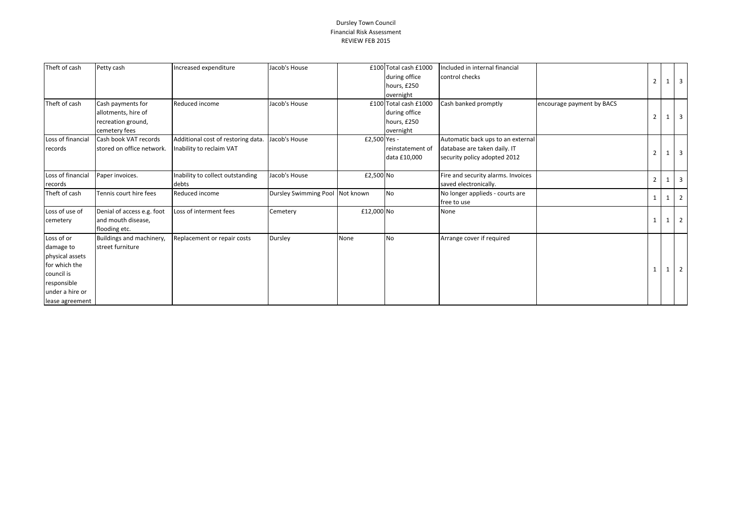Dursley Town Council
Financial Risk Assessment
REVIEW FEB 2015

| | | | | | | | | | | |
|---|---|---|---|---|---|---|---|---|---|---|
| Theft of cash | Petty cash | Increased expenditure | Jacob's House | £100 | Total cash £1000 during office hours, £250 overnight | Included in internal financial control checks | | 2 | 1 | 3 |
| Theft of cash | Cash payments for allotments, hire of recreation ground, cemetery fees | Reduced income | Jacob's House | £100 | Total cash £1000 during office hours, £250 overnight | Cash banked promptly | encourage payment by BACS | 2 | 1 | 3 |
| Loss of financial records | Cash book VAT records stored on office network. | Additional cost of restoring data. Inability to reclaim VAT | Jacob's House | £2,500 | Yes - reinstatement of data £10,000 | Automatic back ups to an external database are taken daily. IT security policy adopted 2012 | | 2 | 1 | 3 |
| Loss of financial records | Paper invoices. | Inability to collect outstanding debts | Jacob's House | £2,500 | No | Fire and security alarms. Invoices saved electronically. | | 2 | 1 | 3 |
| Theft of cash | Tennis court hire fees | Reduced income | Dursley Swimming Pool | Not known | No | No longer applieds - courts are free to use | | 1 | 1 | 2 |
| Loss of use of cemetery | Denial of access e.g. foot and mouth disease, flooding etc. | Loss of interment fees | Cemetery | £12,000 | No | None | | 1 | 1 | 2 |
| Loss of or damage to physical assets for which the council is responsible under a hire or lease agreement | Buildings and machinery, street furniture | Replacement or repair costs | Dursley | None | No | Arrange cover if required | | 1 | 1 | 2 |